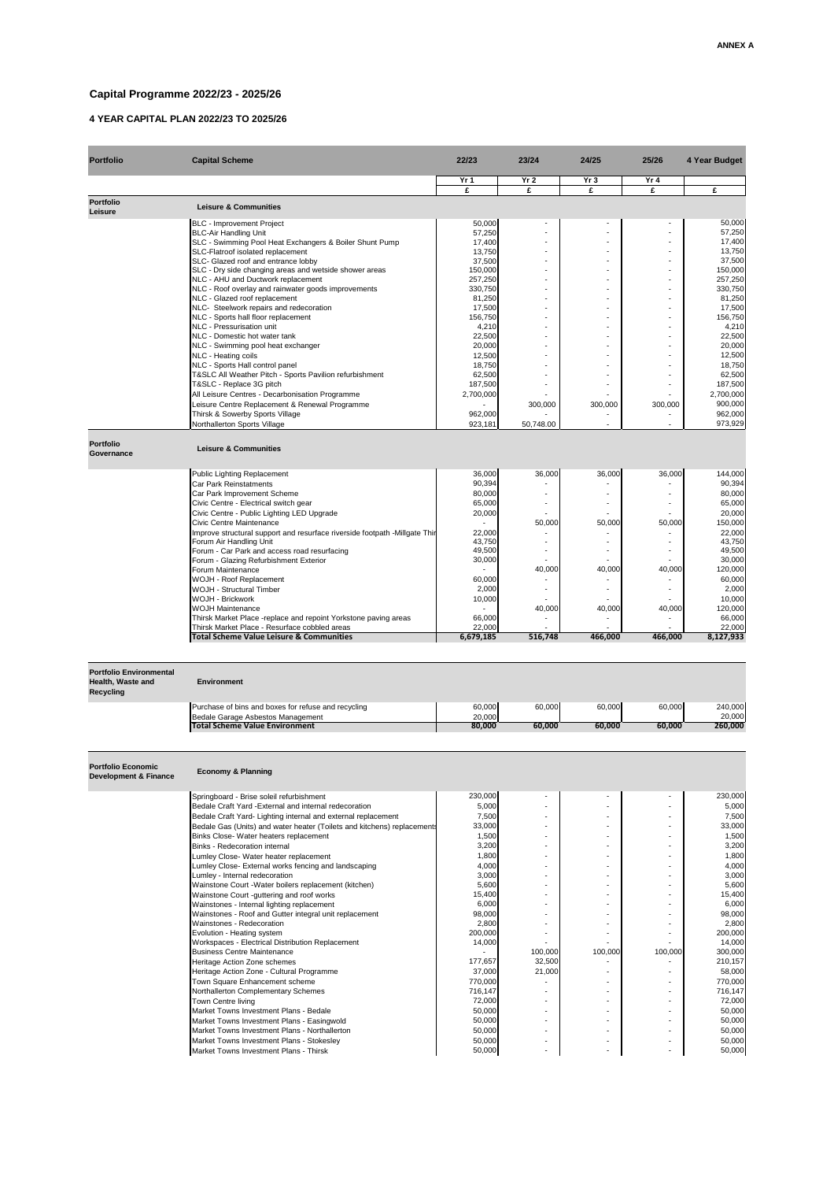**ANNEX A**

# Capital Programme 2022/23 - 2025/26

## 4 YEAR CAPITAL PLAN 2022/23 TO 2025/26

| Portfolio | Capital Scheme | 22/23 | 23/24 | 24/25 | 25/26 | 4 Year Budget |
|---|---|---|---|---|---|---|
| | | Yr 1 | Yr 2 | Yr 3 | Yr 4 | |
| | | £ | £ | £ | £ | £ |
| **Portfolio Leisure** | **Leisure & Communities** | | | | | |
| | BLC - Improvement Project | 50,000 | - | - | - | 50,000 |
| | BLC-Air Handling Unit | 57,250 | - | - | - | 57,250 |
| | SLC - Swimming Pool Heat Exchangers & Boiler Shunt Pump | 17,400 | - | - | - | 17,400 |
| | SLC-Flatroof isolated replacement | 13,750 | - | - | - | 13,750 |
| | SLC- Glazed roof and entrance lobby | 37,500 | - | - | - | 37,500 |
| | SLC - Dry side changing areas and wetside shower areas | 150,000 | - | - | - | 150,000 |
| | NLC - AHU and Ductwork replacement | 257,250 | - | - | - | 257,250 |
| | NLC - Roof overlay and rainwater goods improvements | 330,750 | - | - | - | 330,750 |
| | NLC - Glazed roof replacement | 81,250 | - | - | - | 81,250 |
| | NLC- Steelwork repairs and redecoration | 17,500 | - | - | - | 17,500 |
| | NLC - Sports hall floor replacement | 156,750 | - | - | - | 156,750 |
| | NLC - Pressurisation unit | 4,210 | - | - | - | 4,210 |
| | NLC - Domestic hot water tank | 22,500 | - | - | - | 22,500 |
| | NLC - Swimming pool heat exchanger | 20,000 | - | - | - | 20,000 |
| | NLC - Heating coils | 12,500 | - | - | - | 12,500 |
| | NLC - Sports Hall control panel | 18,750 | - | - | - | 18,750 |
| | T&SLC All Weather Pitch - Sports Pavilion refurbishment | 62,500 | - | - | - | 62,500 |
| | T&SLC - Replace 3G pitch | 187,500 | - | - | - | 187,500 |
| | All Leisure Centres - Decarbonisation Programme | 2,700,000 | - | - | - | 2,700,000 |
| | Leisure Centre Replacement & Renewal Programme | - | 300,000 | 300,000 | 300,000 | 900,000 |
| | Thirsk & Sowerby Sports Village | 962,000 | - | | - | 962,000 |
| | Northallerton Sports Village | 923,181 | 50,748.00 | - | - | 973,929 |
| **Portfolio Governance** | **Leisure & Communities** | | | | | |
| | Public Lighting Replacement | 36,000 | 36,000 | 36,000 | 36,000 | 144,000 |
| | Car Park Reinstatments | 90,394 | - | - | - | 90,394 |
| | Car Park Improvement Scheme | 80,000 | - | - | - | 80,000 |
| | Civic Centre - Electrical switch gear | 65,000 | - | - | - | 65,000 |
| | Civic Centre - Public Lighting LED Upgrade | 20,000 | - | - | - | 20,000 |
| | Civic Centre Maintenance | - | 50,000 | 50,000 | 50,000 | 150,000 |
| | Improve structural support and resurface riverside footpath -Millgate Thir | 22,000 | - | - | - | 22,000 |
| | Forum Air Handling Unit | 43,750 | - | - | - | 43,750 |
| | Forum - Car Park and access road resurfacing | 49,500 | - | - | - | 49,500 |
| | Forum - Glazing Refurbishment Exterior | 30,000 | - | - | - | 30,000 |
| | Forum Maintenance | - | 40,000 | 40,000 | 40,000 | 120,000 |
| | WOJH - Roof Replacement | 60,000 | - | - | - | 60,000 |
| | WOJH - Structural Timber | 2,000 | - | - | - | 2,000 |
| | WOJH - Brickwork | 10,000 | - | - | - | 10,000 |
| | WOJH Maintenance | - | 40,000 | 40,000 | 40,000 | 120,000 |
| | Thirsk Market Place -replace and repoint Yorkstone paving areas | 66,000 | - | - | - | 66,000 |
| | Thirsk Market Place - Resurface cobbled areas | 22,000 | - | - | - | 22,000 |
| | **Total Scheme Value Leisure & Communities** | **6,679,185** | **516,748** | **466,000** | **466,000** | **8,127,933** |
| **Portfolio Environmental Health, Waste and Recycling** | **Environment** | | | | | |
| | Purchase of bins and boxes for refuse and recycling | 60,000 | 60,000 | 60,000 | 60,000 | 240,000 |
| | Bedale Garage Asbestos Management | 20,000 | - | - | - | 20,000 |
| | **Total Scheme Value Environment** | **80,000** | **60,000** | **60,000** | **60,000** | **260,000** |
| **Portfolio Economic Development & Finance** | **Economy & Planning** | | | | | |
| | Springboard - Brise soleil refurbishment | 230,000 | - | - | - | 230,000 |
| | Bedale Craft Yard -External and internal redecoration | 5,000 | - | - | - | 5,000 |
| | Bedale Craft Yard- Lighting internal and external replacement | 7,500 | - | - | - | 7,500 |
| | Bedale Gas (Units) and water heater (Toilets and kitchens) replacements | 33,000 | - | - | - | 33,000 |
| | Binks Close- Water heaters replacement | 1,500 | - | - | - | 1,500 |
| | Binks - Redecoration internal | 3,200 | - | - | - | 3,200 |
| | Lumley Close- Water heater replacement | 1,800 | - | - | - | 1,800 |
| | Lumley Close- External works fencing and landscaping | 4,000 | - | - | - | 4,000 |
| | Lumley - Internal redecoration | 3,000 | - | - | - | 3,000 |
| | Wainstone Court -Water boilers replacement (kitchen) | 5,600 | - | - | - | 5,600 |
| | Wainstone Court -guttering and roof works | 15,400 | - | - | - | 15,400 |
| | Wainstones - Internal lighting replacement | 6,000 | - | - | - | 6,000 |
| | Wainstones - Roof and Gutter integral unit replacement | 98,000 | - | - | - | 98,000 |
| | Wainstones - Redecoration | 2,800 | - | - | - | 2,800 |
| | Evolution - Heating system | 200,000 | - | - | - | 200,000 |
| | Workspaces - Electrical Distribution Replacement | 14,000 | - | - | - | 14,000 |
| | Business Centre Maintenance | - | 100,000 | 100,000 | 100,000 | 300,000 |
| | Heritage Action Zone schemes | 177,657 | 32,500 | - | - | 210,157 |
| | Heritage Action Zone - Cultural Programme | 37,000 | 21,000 | - | - | 58,000 |
| | Town Square Enhancement scheme | 770,000 | - | - | - | 770,000 |
| | Northallerton Complementary Schemes | 716,147 | - | - | - | 716,147 |
| | Town Centre living | 72,000 | - | - | - | 72,000 |
| | Market Towns Investment Plans - Bedale | 50,000 | - | - | - | 50,000 |
| | Market Towns Investment Plans - Easingwold | 50,000 | - | - | - | 50,000 |
| | Market Towns Investment Plans - Northallerton | 50,000 | - | - | - | 50,000 |
| | Market Towns Investment Plans - Stokesley | 50,000 | - | - | - | 50,000 |
| | Market Towns Investment Plans - Thirsk | 50,000 | - | - | - | 50,000 |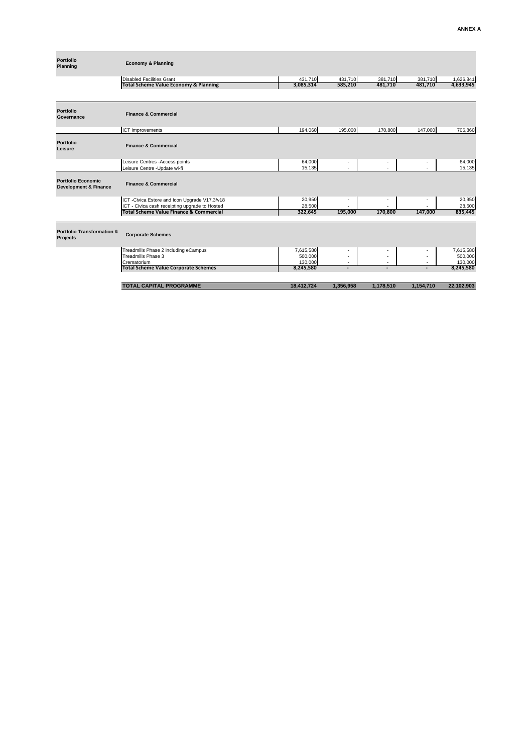**ANNEX A**

| | | | | | | |
|---|---|---|---|---|---|---|
| **Portfolio Planning** | **Economy & Planning** | | | | | |
| | Disabled Facilities Grant | 431,710 | 431,710 | 381,710 | 381,710 | 1,626,841 |
| | **Total Scheme Value Economy & Planning** | **3,085,314** | **585,210** | **481,710** | **481,710** | **4,633,945** |
| **Portfolio Governance** | **Finance & Commercial** | | | | | |
| | ICT Improvements | 194,060 | 195,000 | 170,800 | 147,000 | 706,860 |
| **Portfolio Leisure** | **Finance & Commercial** | | | | | |
| | Leisure Centres -Access points | 64,000 | - | - | - | 64,000 |
| | Leisure Centre -Update wi-fi | 15,135 | - | - | - | 15,135 |
| **Portfolio Economic Development & Finance** | **Finance & Commercial** | | | | | |
| | ICT -Civica Estore and Icon Upgrade V17.3/v18 | 20,950 | - | - | - | 20,950 |
| | ICT - Civica cash receipting upgrade to Hosted | 28,500 | - | - | - | 28,500 |
| | **Total Scheme Value Finance & Commercial** | **322,645** | **195,000** | **170,800** | **147,000** | **835,445** |
| **Portfolio Transformation & Projects** | **Corporate Schemes** | | | | | |
| | Treadmills Phase 2 including eCampus | 7,615,580 | - | - | - | 7,615,580 |
| | Treadmills Phase 3 | 500,000 | - | - | - | 500,000 |
| | Crematorium | 130,000 | - | - | - | 130,000 |
| | **Total Scheme Value Corporate Schemes** | **8,245,580** | **-** | **-** | **-** | **8,245,580** |
| | **TOTAL CAPITAL PROGRAMME** | **18,412,724** | **1,356,958** | **1,178,510** | **1,154,710** | **22,102,903** |